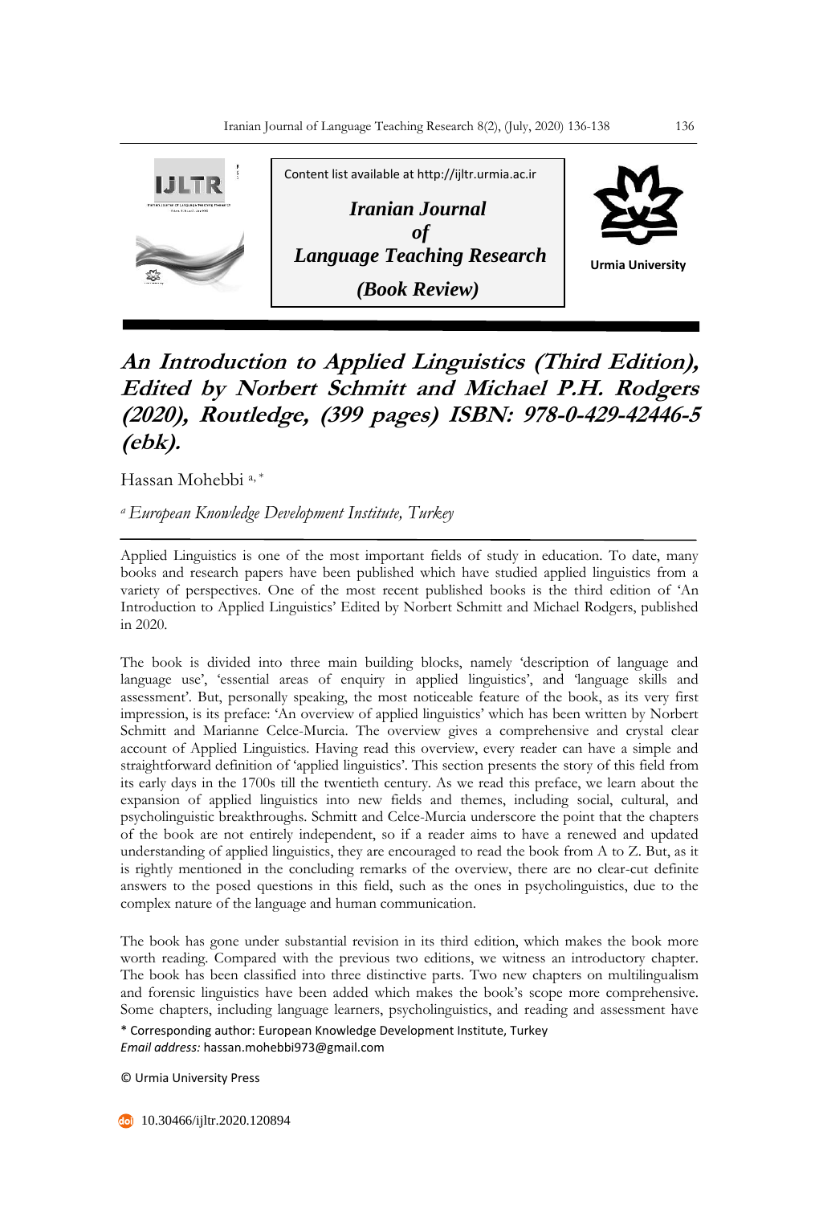Content list available at http://ijltr.urmia.ac.ir

***Iranian Journal of Language Teaching Research***

***(Book Review)***

Urmia University

# *An Introduction to Applied Linguistics (Third Edition), Edited by Norbert Schmitt and Michael P.H. Rodgers (2020), Routledge, (399 pages) ISBN: 978-0-429-42446-5 (ebk).*

Hassan Mohebbi [a, *]

[a] *European Knowledge Development Institute, Turkey*

---

Applied Linguistics is one of the most important fields of study in education. To date, many books and research papers have been published which have studied applied linguistics from a variety of perspectives. One of the most recent published books is the third edition of 'An Introduction to Applied Linguistics' Edited by Norbert Schmitt and Michael Rodgers, published in 2020.

The book is divided into three main building blocks, namely 'description of language and language use', 'essential areas of enquiry in applied linguistics', and 'language skills and assessment'. But, personally speaking, the most noticeable feature of the book, as its very first impression, is its preface: 'An overview of applied linguistics' which has been written by Norbert Schmitt and Marianne Celce-Murcia. The overview gives a comprehensive and crystal clear account of Applied Linguistics. Having read this overview, every reader can have a simple and straightforward definition of 'applied linguistics'. This section presents the story of this field from its early days in the 1700s till the twentieth century. As we read this preface, we learn about the expansion of applied linguistics into new fields and themes, including social, cultural, and psycholinguistic breakthroughs. Schmitt and Celce-Murcia underscore the point that the chapters of the book are not entirely independent, so if a reader aims to have a renewed and updated understanding of applied linguistics, they are encouraged to read the book from A to Z. But, as it is rightly mentioned in the concluding remarks of the overview, there are no clear-cut definite answers to the posed questions in this field, such as the ones in psycholinguistics, due to the complex nature of the language and human communication.

The book has gone under substantial revision in its third edition, which makes the book more worth reading. Compared with the previous two editions, we witness an introductory chapter. The book has been classified into three distinctive parts. Two new chapters on multilingualism and forensic linguistics have been added which makes the book's scope more comprehensive. Some chapters, including language learners, psycholinguistics, and reading and assessment have

\* Corresponding author: European Knowledge Development Institute, Turkey
*Email address:* hassan.mohebbi973@gmail.com

© Urmia University Press

10.30466/ijltr.2020.120894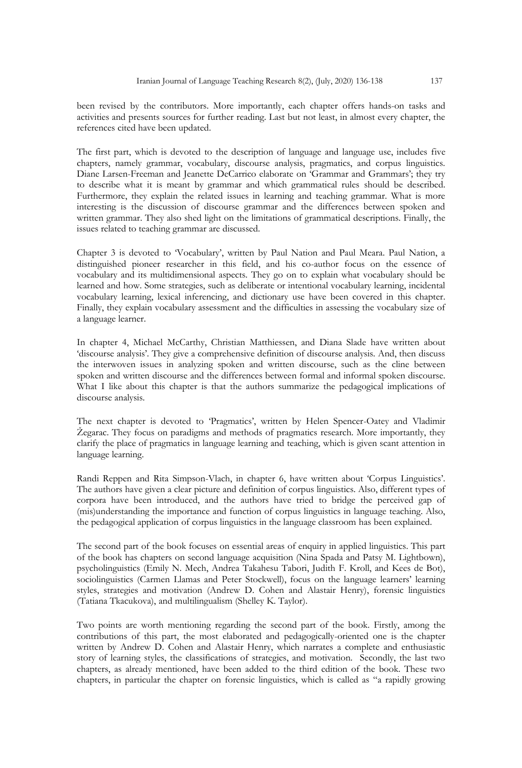been revised by the contributors. More importantly, each chapter offers hands-on tasks and activities and presents sources for further reading. Last but not least, in almost every chapter, the references cited have been updated.

The first part, which is devoted to the description of language and language use, includes five chapters, namely grammar, vocabulary, discourse analysis, pragmatics, and corpus linguistics. Diane Larsen-Freeman and Jeanette DeCarrico elaborate on 'Grammar and Grammars'; they try to describe what it is meant by grammar and which grammatical rules should be described. Furthermore, they explain the related issues in learning and teaching grammar. What is more interesting is the discussion of discourse grammar and the differences between spoken and written grammar. They also shed light on the limitations of grammatical descriptions. Finally, the issues related to teaching grammar are discussed.

Chapter 3 is devoted to 'Vocabulary', written by Paul Nation and Paul Meara. Paul Nation, a distinguished pioneer researcher in this field, and his co-author focus on the essence of vocabulary and its multidimensional aspects. They go on to explain what vocabulary should be learned and how. Some strategies, such as deliberate or intentional vocabulary learning, incidental vocabulary learning, lexical inferencing, and dictionary use have been covered in this chapter. Finally, they explain vocabulary assessment and the difficulties in assessing the vocabulary size of a language learner.

In chapter 4, Michael McCarthy, Christian Matthiessen, and Diana Slade have written about 'discourse analysis'. They give a comprehensive definition of discourse analysis. And, then discuss the interwoven issues in analyzing spoken and written discourse, such as the cline between spoken and written discourse and the differences between formal and informal spoken discourse. What I like about this chapter is that the authors summarize the pedagogical implications of discourse analysis.

The next chapter is devoted to 'Pragmatics', written by Helen Spencer-Oatey and Vladimir Žegarac. They focus on paradigms and methods of pragmatics research. More importantly, they clarify the place of pragmatics in language learning and teaching, which is given scant attention in language learning.

Randi Reppen and Rita Simpson-Vlach, in chapter 6, have written about 'Corpus Linguistics'. The authors have given a clear picture and definition of corpus linguistics. Also, different types of corpora have been introduced, and the authors have tried to bridge the perceived gap of (mis)understanding the importance and function of corpus linguistics in language teaching. Also, the pedagogical application of corpus linguistics in the language classroom has been explained.

The second part of the book focuses on essential areas of enquiry in applied linguistics. This part of the book has chapters on second language acquisition (Nina Spada and Patsy M. Lightbown), psycholinguistics (Emily N. Mech, Andrea Takahesu Tabori, Judith F. Kroll, and Kees de Bot), sociolinguistics (Carmen Llamas and Peter Stockwell), focus on the language learners' learning styles, strategies and motivation (Andrew D. Cohen and Alastair Henry), forensic linguistics (Tatiana Tkacukova), and multilingualism (Shelley K. Taylor).

Two points are worth mentioning regarding the second part of the book. Firstly, among the contributions of this part, the most elaborated and pedagogically-oriented one is the chapter written by Andrew D. Cohen and Alastair Henry, which narrates a complete and enthusiastic story of learning styles, the classifications of strategies, and motivation. Secondly, the last two chapters, as already mentioned, have been added to the third edition of the book. These two chapters, in particular the chapter on forensic linguistics, which is called as "a rapidly growing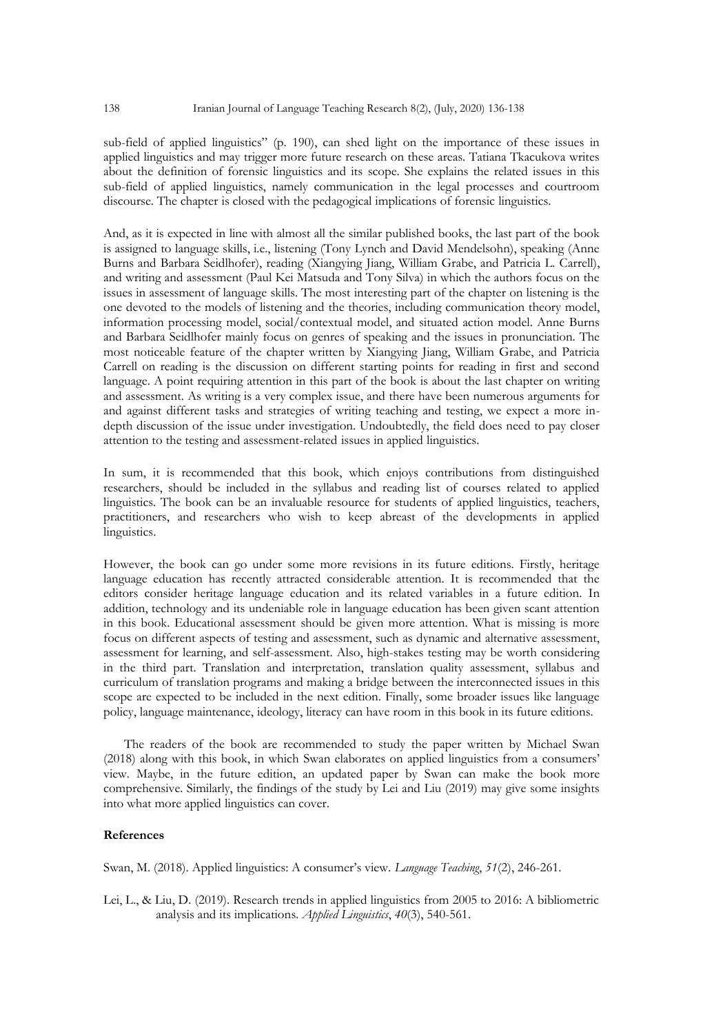sub-field of applied linguistics" (p. 190), can shed light on the importance of these issues in applied linguistics and may trigger more future research on these areas. Tatiana Tkacukova writes about the definition of forensic linguistics and its scope. She explains the related issues in this sub-field of applied linguistics, namely communication in the legal processes and courtroom discourse. The chapter is closed with the pedagogical implications of forensic linguistics.

And, as it is expected in line with almost all the similar published books, the last part of the book is assigned to language skills, i.e., listening (Tony Lynch and David Mendelsohn), speaking (Anne Burns and Barbara Seidlhofer), reading (Xiangying Jiang, William Grabe, and Patricia L. Carrell), and writing and assessment (Paul Kei Matsuda and Tony Silva) in which the authors focus on the issues in assessment of language skills. The most interesting part of the chapter on listening is the one devoted to the models of listening and the theories, including communication theory model, information processing model, social/contextual model, and situated action model. Anne Burns and Barbara Seidlhofer mainly focus on genres of speaking and the issues in pronunciation. The most noticeable feature of the chapter written by Xiangying Jiang, William Grabe, and Patricia Carrell on reading is the discussion on different starting points for reading in first and second language. A point requiring attention in this part of the book is about the last chapter on writing and assessment. As writing is a very complex issue, and there have been numerous arguments for and against different tasks and strategies of writing teaching and testing, we expect a more in-depth discussion of the issue under investigation. Undoubtedly, the field does need to pay closer attention to the testing and assessment-related issues in applied linguistics.

In sum, it is recommended that this book, which enjoys contributions from distinguished researchers, should be included in the syllabus and reading list of courses related to applied linguistics. The book can be an invaluable resource for students of applied linguistics, teachers, practitioners, and researchers who wish to keep abreast of the developments in applied linguistics.

However, the book can go under some more revisions in its future editions. Firstly, heritage language education has recently attracted considerable attention. It is recommended that the editors consider heritage language education and its related variables in a future edition. In addition, technology and its undeniable role in language education has been given scant attention in this book. Educational assessment should be given more attention. What is missing is more focus on different aspects of testing and assessment, such as dynamic and alternative assessment, assessment for learning, and self-assessment. Also, high-stakes testing may be worth considering in the third part. Translation and interpretation, translation quality assessment, syllabus and curriculum of translation programs and making a bridge between the interconnected issues in this scope are expected to be included in the next edition. Finally, some broader issues like language policy, language maintenance, ideology, literacy can have room in this book in its future editions.

The readers of the book are recommended to study the paper written by Michael Swan (2018) along with this book, in which Swan elaborates on applied linguistics from a consumers' view. Maybe, in the future edition, an updated paper by Swan can make the book more comprehensive. Similarly, the findings of the study by Lei and Liu (2019) may give some insights into what more applied linguistics can cover.

## References

Swan, M. (2018). Applied linguistics: A consumer's view. *Language Teaching*, *51*(2), 246-261.

Lei, L., & Liu, D. (2019). Research trends in applied linguistics from 2005 to 2016: A bibliometric analysis and its implications. *Applied Linguistics*, *40*(3), 540-561.